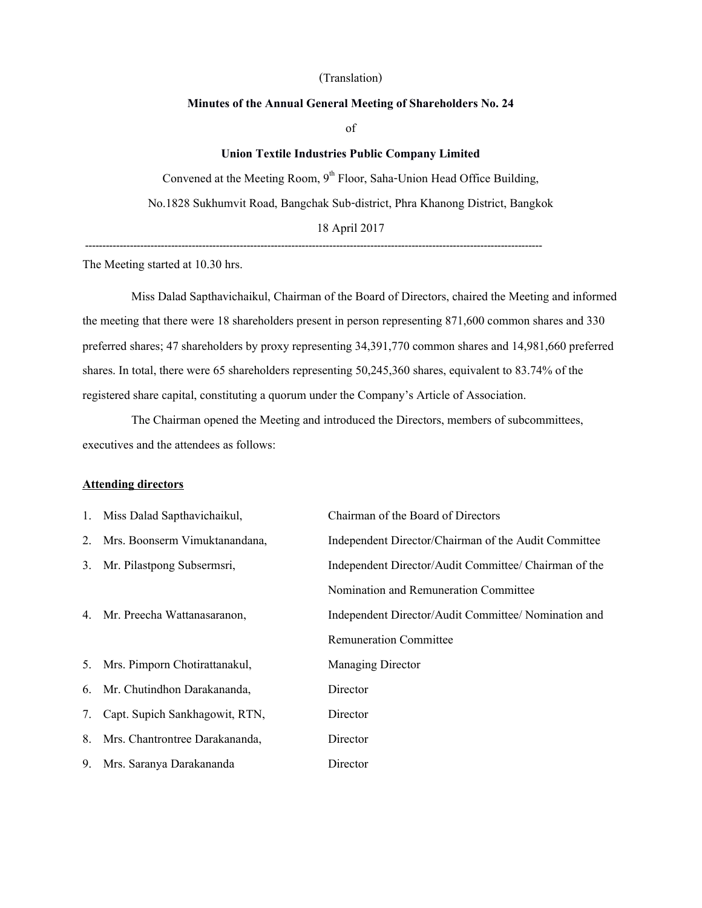(Translation)

**Minutes of the Annual General Meeting of Shareholders No. 24**

of

**Union Textile Industries Public Company Limited**

Convened at the Meeting Room, 9th Floor, Saha-Union Head Office Building,

No.1828 Sukhumvit Road, Bangchak Sub-district, Phra Khanong District, Bangkok

18 April 2017

---

The Meeting started at 10.30 hrs.

Miss Dalad Sapthavichaikul, Chairman of the Board of Directors, chaired the Meeting and informed the meeting that there were 18 shareholders present in person representing 871,600 common shares and 330 preferred shares; 47 shareholders by proxy representing 34,391,770 common shares and 14,981,660 preferred shares. In total, there were 65 shareholders representing 50,245,360 shares, equivalent to 83.74% of the registered share capital, constituting a quorum under the Company's Article of Association.

The Chairman opened the Meeting and introduced the Directors, members of subcommittees, executives and the attendees as follows:

**Attending directors**

| | | |
|---|---|---|
| 1. | Miss Dalad Sapthavichaikul, | Chairman of the Board of Directors |
| 2. | Mrs. Boonserm Vimuktanandana, | Independent Director/Chairman of the Audit Committee |
| 3. | Mr. Pilastpong Subsermsri, | Independent Director/Audit Committee/ Chairman of the Nomination and Remuneration Committee |
| 4. | Mr. Preecha Wattanasaranon, | Independent Director/Audit Committee/ Nomination and Remuneration Committee |
| 5. | Mrs. Pimporn Chotirattanakul, | Managing Director |
| 6. | Mr. Chutindhon Darakananda, | Director |
| 7. | Capt. Supich Sankhagowit, RTN, | Director |
| 8. | Mrs. Chantrontree Darakananda, | Director |
| 9. | Mrs. Saranya Darakananda | Director |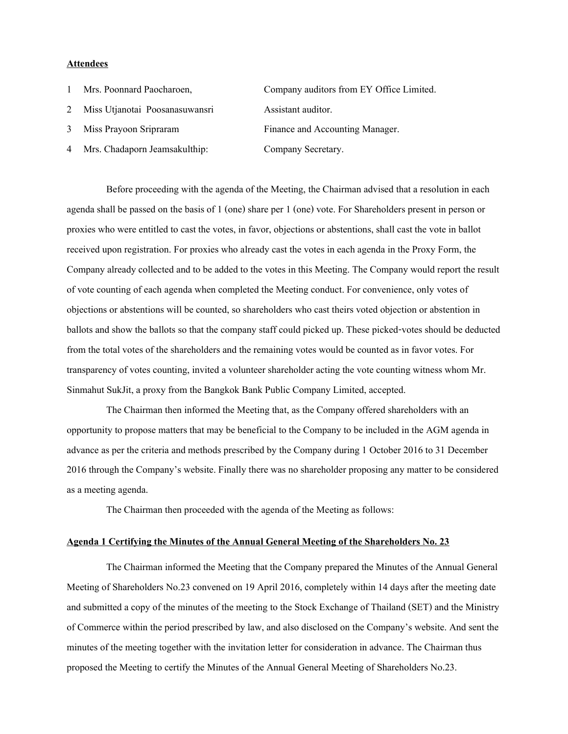**Attendees**

| | | |
|---|---|---|
| 1 | Mrs. Poonnard Paocharoen, | Company auditors from EY Office Limited. |
| 2 | Miss Utjanotai Poosanasuwansri | Assistant auditor. |
| 3 | Miss Prayoon Sripraram | Finance and Accounting Manager. |
| 4 | Mrs. Chadaporn Jeamsakulthip: | Company Secretary. |

Before proceeding with the agenda of the Meeting, the Chairman advised that a resolution in each agenda shall be passed on the basis of 1 (one) share per 1 (one) vote. For Shareholders present in person or proxies who were entitled to cast the votes, in favor, objections or abstentions, shall cast the vote in ballot received upon registration. For proxies who already cast the votes in each agenda in the Proxy Form, the Company already collected and to be added to the votes in this Meeting. The Company would report the result of vote counting of each agenda when completed the Meeting conduct. For convenience, only votes of objections or abstentions will be counted, so shareholders who cast theirs voted objection or abstention in ballots and show the ballots so that the company staff could picked up. These picked-votes should be deducted from the total votes of the shareholders and the remaining votes would be counted as in favor votes. For transparency of votes counting, invited a volunteer shareholder acting the vote counting witness whom Mr. Sinmahut SukJit, a proxy from the Bangkok Bank Public Company Limited, accepted.

The Chairman then informed the Meeting that, as the Company offered shareholders with an opportunity to propose matters that may be beneficial to the Company to be included in the AGM agenda in advance as per the criteria and methods prescribed by the Company during 1 October 2016 to 31 December 2016 through the Company's website. Finally there was no shareholder proposing any matter to be considered as a meeting agenda.

The Chairman then proceeded with the agenda of the Meeting as follows:

**Agenda 1 Certifying the Minutes of the Annual General Meeting of the Shareholders No. 23**

The Chairman informed the Meeting that the Company prepared the Minutes of the Annual General Meeting of Shareholders No.23 convened on 19 April 2016, completely within 14 days after the meeting date and submitted a copy of the minutes of the meeting to the Stock Exchange of Thailand (SET) and the Ministry of Commerce within the period prescribed by law, and also disclosed on the Company's website. And sent the minutes of the meeting together with the invitation letter for consideration in advance. The Chairman thus proposed the Meeting to certify the Minutes of the Annual General Meeting of Shareholders No.23.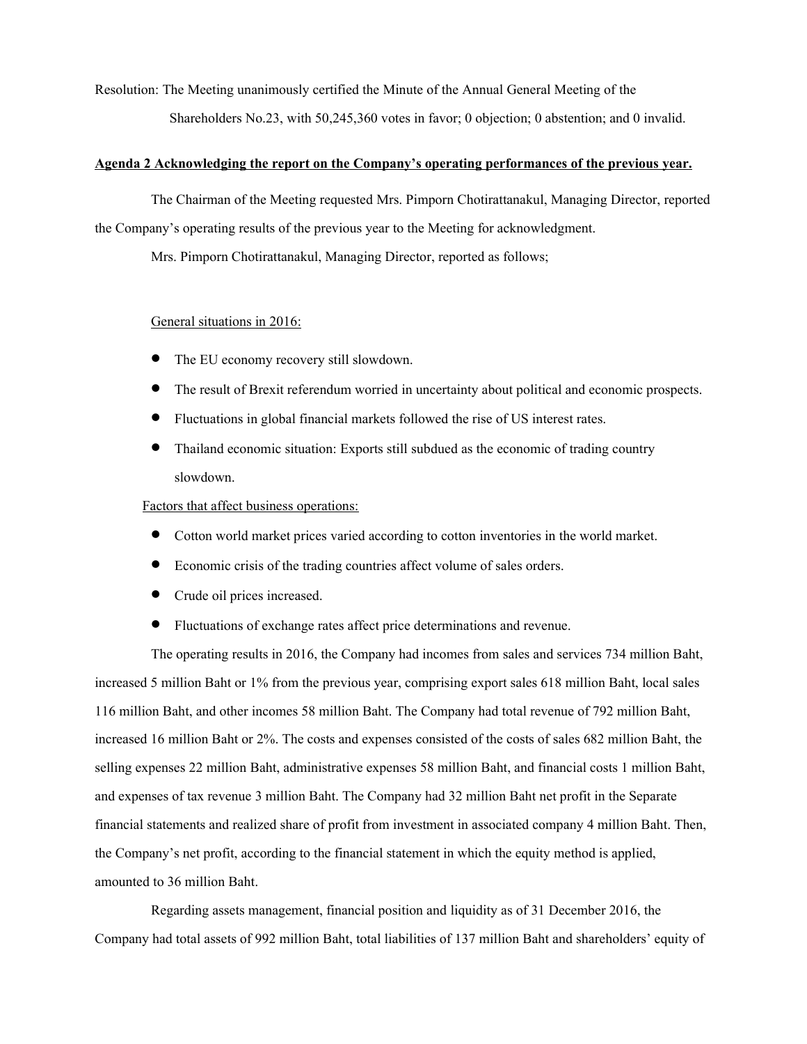Resolution: The Meeting unanimously certified the Minute of the Annual General Meeting of the Shareholders No.23, with 50,245,360 votes in favor; 0 objection; 0 abstention; and 0 invalid.

**Agenda 2 Acknowledging the report on the Company's operating performances of the previous year.**

The Chairman of the Meeting requested Mrs. Pimporn Chotirattanakul, Managing Director, reported the Company's operating results of the previous year to the Meeting for acknowledgment.

Mrs. Pimporn Chotirattanakul, Managing Director, reported as follows;

General situations in 2016:

- The EU economy recovery still slowdown.
- The result of Brexit referendum worried in uncertainty about political and economic prospects.
- Fluctuations in global financial markets followed the rise of US interest rates.
- Thailand economic situation: Exports still subdued as the economic of trading country slowdown.

Factors that affect business operations:

- Cotton world market prices varied according to cotton inventories in the world market.
- Economic crisis of the trading countries affect volume of sales orders.
- Crude oil prices increased.
- Fluctuations of exchange rates affect price determinations and revenue.

The operating results in 2016, the Company had incomes from sales and services 734 million Baht, increased 5 million Baht or 1% from the previous year, comprising export sales 618 million Baht, local sales 116 million Baht, and other incomes 58 million Baht. The Company had total revenue of 792 million Baht, increased 16 million Baht or 2%. The costs and expenses consisted of the costs of sales 682 million Baht, the selling expenses 22 million Baht, administrative expenses 58 million Baht, and financial costs 1 million Baht, and expenses of tax revenue 3 million Baht. The Company had 32 million Baht net profit in the Separate financial statements and realized share of profit from investment in associated company 4 million Baht. Then, the Company's net profit, according to the financial statement in which the equity method is applied, amounted to 36 million Baht.

Regarding assets management, financial position and liquidity as of 31 December 2016, the Company had total assets of 992 million Baht, total liabilities of 137 million Baht and shareholders' equity of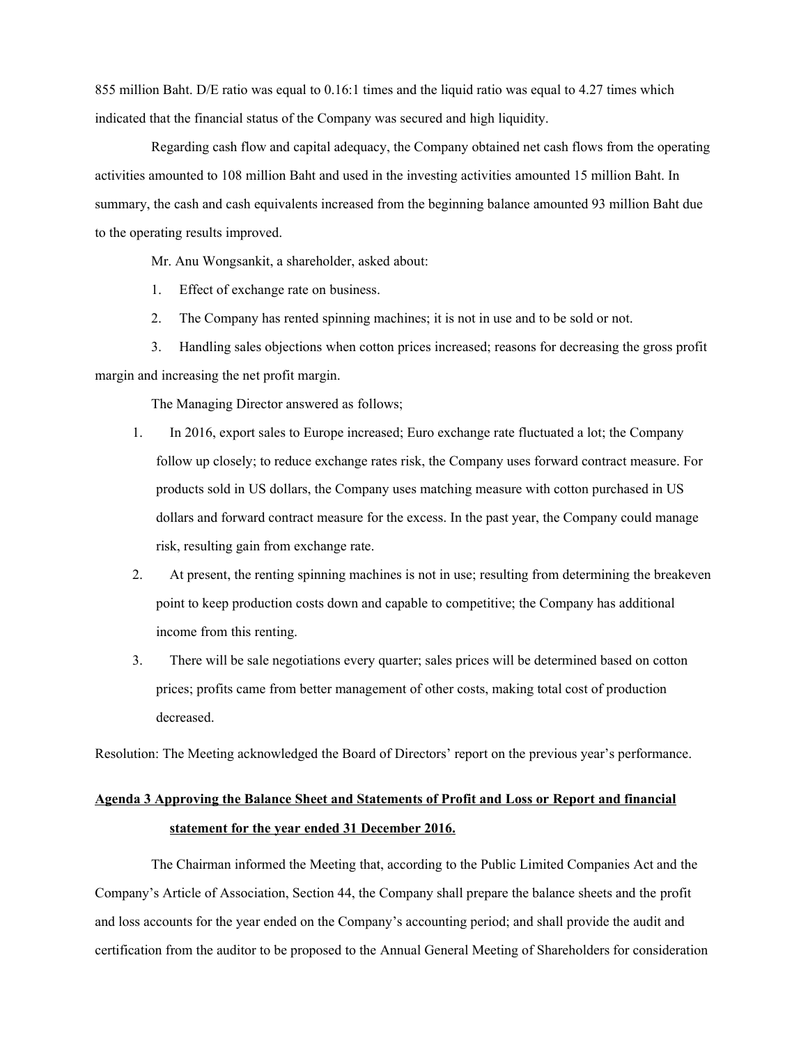855 million Baht. D/E ratio was equal to 0.16:1 times and the liquid ratio was equal to 4.27 times which indicated that the financial status of the Company was secured and high liquidity.

Regarding cash flow and capital adequacy, the Company obtained net cash flows from the operating activities amounted to 108 million Baht and used in the investing activities amounted 15 million Baht. In summary, the cash and cash equivalents increased from the beginning balance amounted 93 million Baht due to the operating results improved.

Mr. Anu Wongsankit, a shareholder, asked about:

1. Effect of exchange rate on business.
2. The Company has rented spinning machines; it is not in use and to be sold or not.
3. Handling sales objections when cotton prices increased; reasons for decreasing the gross profit margin and increasing the net profit margin.

The Managing Director answered as follows;

1. In 2016, export sales to Europe increased; Euro exchange rate fluctuated a lot; the Company follow up closely; to reduce exchange rates risk, the Company uses forward contract measure. For products sold in US dollars, the Company uses matching measure with cotton purchased in US dollars and forward contract measure for the excess. In the past year, the Company could manage risk, resulting gain from exchange rate.
2. At present, the renting spinning machines is not in use; resulting from determining the breakeven point to keep production costs down and capable to competitive; the Company has additional income from this renting.
3. There will be sale negotiations every quarter; sales prices will be determined based on cotton prices; profits came from better management of other costs, making total cost of production decreased.

Resolution: The Meeting acknowledged the Board of Directors' report on the previous year's performance.

**Agenda 3 Approving the Balance Sheet and Statements of Profit and Loss or Report and financial statement for the year ended 31 December 2016.**

The Chairman informed the Meeting that, according to the Public Limited Companies Act and the Company's Article of Association, Section 44, the Company shall prepare the balance sheets and the profit and loss accounts for the year ended on the Company's accounting period; and shall provide the audit and certification from the auditor to be proposed to the Annual General Meeting of Shareholders for consideration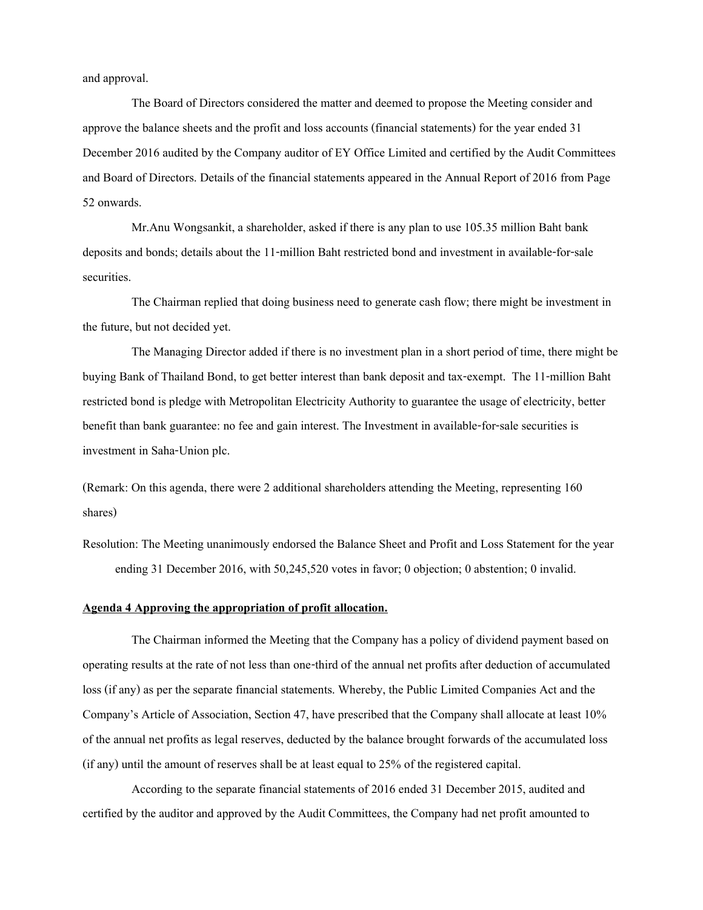and approval.

The Board of Directors considered the matter and deemed to propose the Meeting consider and approve the balance sheets and the profit and loss accounts (financial statements) for the year ended 31 December 2016 audited by the Company auditor of EY Office Limited and certified by the Audit Committees and Board of Directors. Details of the financial statements appeared in the Annual Report of 2016 from Page 52 onwards.

Mr.Anu Wongsankit, a shareholder, asked if there is any plan to use 105.35 million Baht bank deposits and bonds; details about the 11-million Baht restricted bond and investment in available-for-sale securities.

The Chairman replied that doing business need to generate cash flow; there might be investment in the future, but not decided yet.

The Managing Director added if there is no investment plan in a short period of time, there might be buying Bank of Thailand Bond, to get better interest than bank deposit and tax-exempt. The 11-million Baht restricted bond is pledge with Metropolitan Electricity Authority to guarantee the usage of electricity, better benefit than bank guarantee: no fee and gain interest. The Investment in available-for-sale securities is investment in Saha-Union plc.

(Remark: On this agenda, there were 2 additional shareholders attending the Meeting, representing 160 shares)

Resolution: The Meeting unanimously endorsed the Balance Sheet and Profit and Loss Statement for the year ending 31 December 2016, with 50,245,520 votes in favor; 0 objection; 0 abstention; 0 invalid.

**Agenda 4 Approving the appropriation of profit allocation.**

The Chairman informed the Meeting that the Company has a policy of dividend payment based on operating results at the rate of not less than one-third of the annual net profits after deduction of accumulated loss (if any) as per the separate financial statements. Whereby, the Public Limited Companies Act and the Company's Article of Association, Section 47, have prescribed that the Company shall allocate at least 10% of the annual net profits as legal reserves, deducted by the balance brought forwards of the accumulated loss (if any) until the amount of reserves shall be at least equal to 25% of the registered capital.

According to the separate financial statements of 2016 ended 31 December 2015, audited and certified by the auditor and approved by the Audit Committees, the Company had net profit amounted to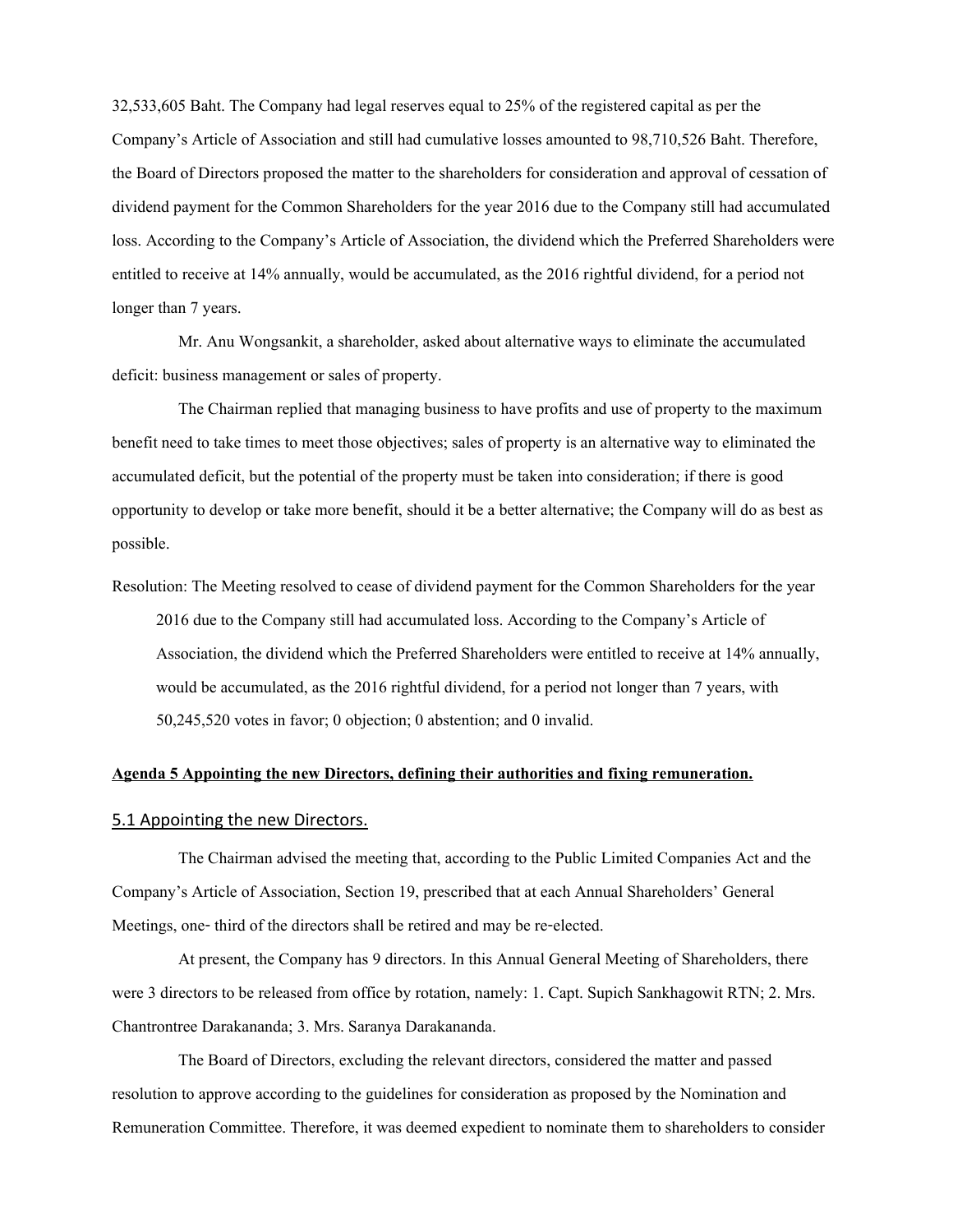32,533,605 Baht. The Company had legal reserves equal to 25% of the registered capital as per the Company's Article of Association and still had cumulative losses amounted to 98,710,526 Baht. Therefore, the Board of Directors proposed the matter to the shareholders for consideration and approval of cessation of dividend payment for the Common Shareholders for the year 2016 due to the Company still had accumulated loss. According to the Company's Article of Association, the dividend which the Preferred Shareholders were entitled to receive at 14% annually, would be accumulated, as the 2016 rightful dividend, for a period not longer than 7 years.

Mr. Anu Wongsankit, a shareholder, asked about alternative ways to eliminate the accumulated deficit: business management or sales of property.

The Chairman replied that managing business to have profits and use of property to the maximum benefit need to take times to meet those objectives; sales of property is an alternative way to eliminated the accumulated deficit, but the potential of the property must be taken into consideration; if there is good opportunity to develop or take more benefit, should it be a better alternative; the Company will do as best as possible.

Resolution: The Meeting resolved to cease of dividend payment for the Common Shareholders for the year 2016 due to the Company still had accumulated loss. According to the Company's Article of Association, the dividend which the Preferred Shareholders were entitled to receive at 14% annually, would be accumulated, as the 2016 rightful dividend, for a period not longer than 7 years, with 50,245,520 votes in favor; 0 objection; 0 abstention; and 0 invalid.

## Agenda 5 Appointing the new Directors, defining their authorities and fixing remuneration.

### 5.1 Appointing the new Directors.

The Chairman advised the meeting that, according to the Public Limited Companies Act and the Company's Article of Association, Section 19, prescribed that at each Annual Shareholders' General Meetings, one- third of the directors shall be retired and may be re-elected.

At present, the Company has 9 directors. In this Annual General Meeting of Shareholders, there were 3 directors to be released from office by rotation, namely: 1. Capt. Supich Sankhagowit RTN; 2. Mrs. Chantrontree Darakananda; 3. Mrs. Saranya Darakananda.

The Board of Directors, excluding the relevant directors, considered the matter and passed resolution to approve according to the guidelines for consideration as proposed by the Nomination and Remuneration Committee. Therefore, it was deemed expedient to nominate them to shareholders to consider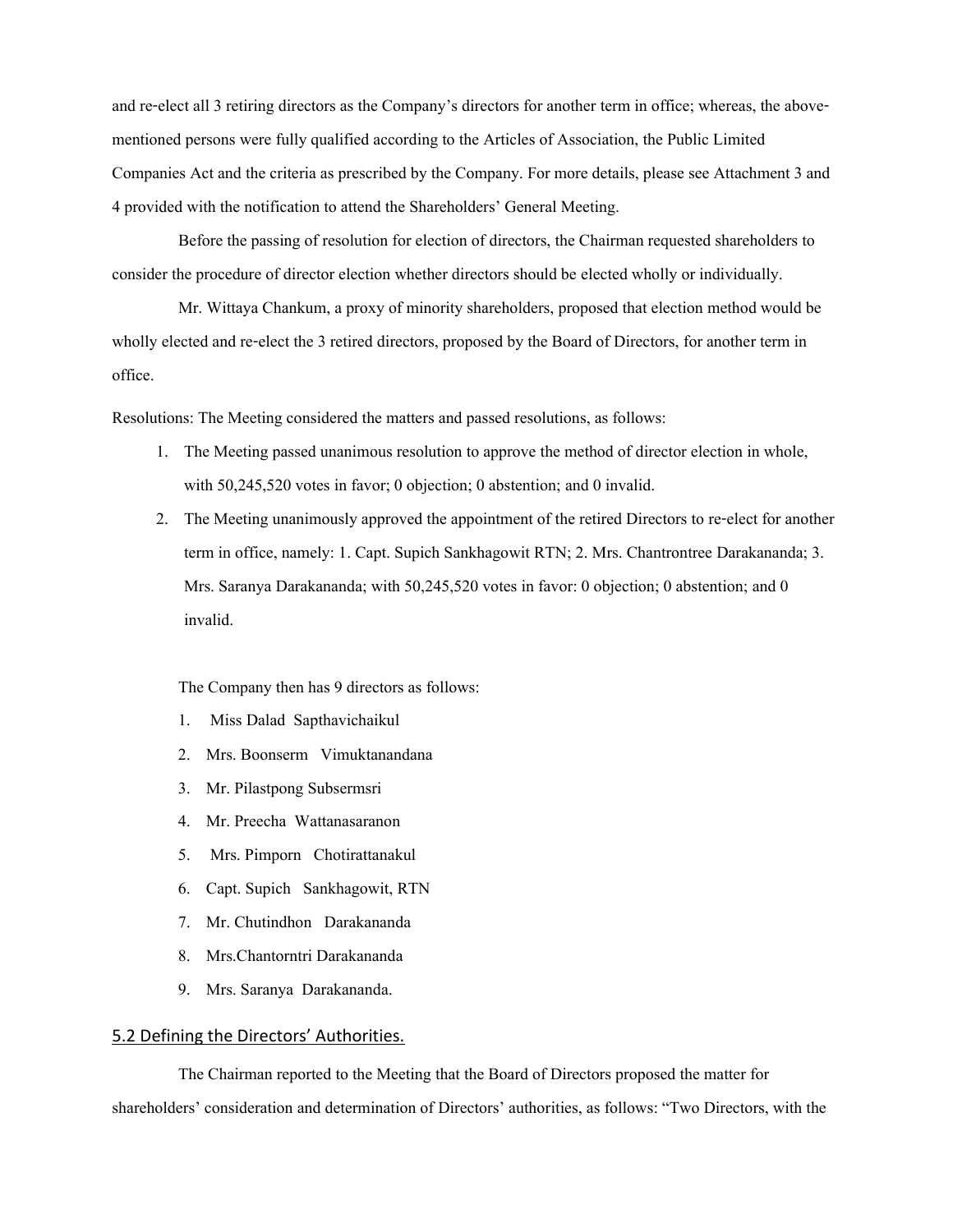and re-elect all 3 retiring directors as the Company's directors for another term in office; whereas, the above-mentioned persons were fully qualified according to the Articles of Association, the Public Limited Companies Act and the criteria as prescribed by the Company. For more details, please see Attachment 3 and 4 provided with the notification to attend the Shareholders' General Meeting.

Before the passing of resolution for election of directors, the Chairman requested shareholders to consider the procedure of director election whether directors should be elected wholly or individually.

Mr. Wittaya Chankum, a proxy of minority shareholders, proposed that election method would be wholly elected and re-elect the 3 retired directors, proposed by the Board of Directors, for another term in office.

Resolutions: The Meeting considered the matters and passed resolutions, as follows:

1. The Meeting passed unanimous resolution to approve the method of director election in whole, with 50,245,520 votes in favor; 0 objection; 0 abstention; and 0 invalid.
2. The Meeting unanimously approved the appointment of the retired Directors to re-elect for another term in office, namely: 1. Capt. Supich Sankhagowit RTN; 2. Mrs. Chantrontree Darakananda; 3. Mrs. Saranya Darakananda; with 50,245,520 votes in favor: 0 objection; 0 abstention; and 0 invalid.

The Company then has 9 directors as follows:

1. Miss Dalad Sapthavichaikul
2. Mrs. Boonserm Vimuktanandana
3. Mr. Pilastpong Subsermsri
4. Mr. Preecha Wattanasaranon
5. Mrs. Pimporn Chotirattanakul
6. Capt. Supich Sankhagowit, RTN
7. Mr. Chutindhon Darakananda
8. Mrs.Chantorntri Darakananda
9. Mrs. Saranya Darakananda.

## 5.2 Defining the Directors' Authorities.

The Chairman reported to the Meeting that the Board of Directors proposed the matter for shareholders' consideration and determination of Directors' authorities, as follows: "Two Directors, with the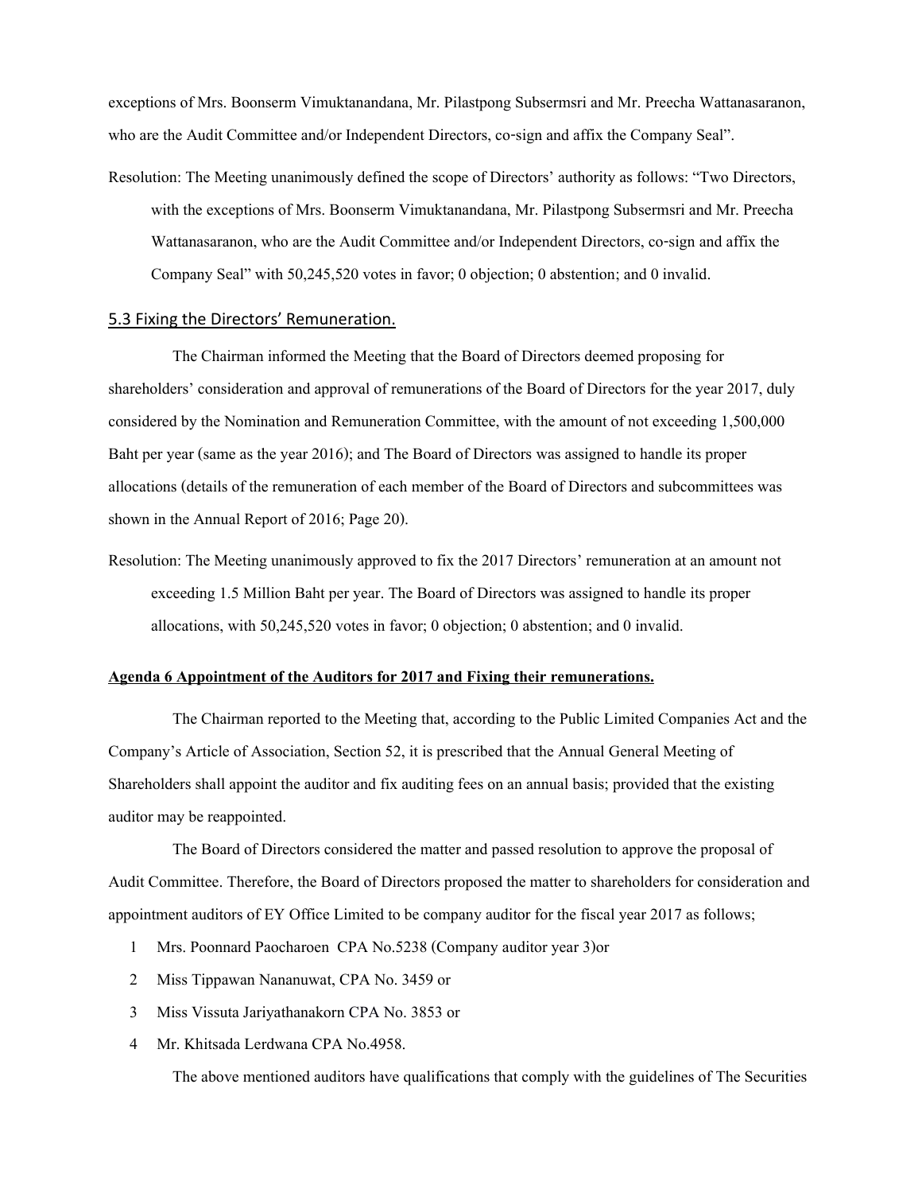exceptions of Mrs. Boonserm Vimuktanandana, Mr. Pilastpong Subsermsri and Mr. Preecha Wattanasaranon, who are the Audit Committee and/or Independent Directors, co-sign and affix the Company Seal".

Resolution: The Meeting unanimously defined the scope of Directors' authority as follows: "Two Directors, with the exceptions of Mrs. Boonserm Vimuktanandana, Mr. Pilastpong Subsermsri and Mr. Preecha Wattanasaranon, who are the Audit Committee and/or Independent Directors, co-sign and affix the Company Seal" with 50,245,520 votes in favor; 0 objection; 0 abstention; and 0 invalid.

### 5.3 Fixing the Directors' Remuneration.

The Chairman informed the Meeting that the Board of Directors deemed proposing for shareholders' consideration and approval of remunerations of the Board of Directors for the year 2017, duly considered by the Nomination and Remuneration Committee, with the amount of not exceeding 1,500,000 Baht per year (same as the year 2016); and The Board of Directors was assigned to handle its proper allocations (details of the remuneration of each member of the Board of Directors and subcommittees was shown in the Annual Report of 2016; Page 20).

Resolution: The Meeting unanimously approved to fix the 2017 Directors' remuneration at an amount not exceeding 1.5 Million Baht per year. The Board of Directors was assigned to handle its proper allocations, with 50,245,520 votes in favor; 0 objection; 0 abstention; and 0 invalid.

**Agenda 6 Appointment of the Auditors for 2017 and Fixing their remunerations.**

The Chairman reported to the Meeting that, according to the Public Limited Companies Act and the Company's Article of Association, Section 52, it is prescribed that the Annual General Meeting of Shareholders shall appoint the auditor and fix auditing fees on an annual basis; provided that the existing auditor may be reappointed.

The Board of Directors considered the matter and passed resolution to approve the proposal of Audit Committee. Therefore, the Board of Directors proposed the matter to shareholders for consideration and appointment auditors of EY Office Limited to be company auditor for the fiscal year 2017 as follows;

1. Mrs. Poonnard Paocharoen CPA No.5238 (Company auditor year 3)or
2. Miss Tippawan Nananuwat, CPA No. 3459 or
3. Miss Vissuta Jariyathanakorn CPA No. 3853 or
4. Mr. Khitsada Lerdwana CPA No.4958.

The above mentioned auditors have qualifications that comply with the guidelines of The Securities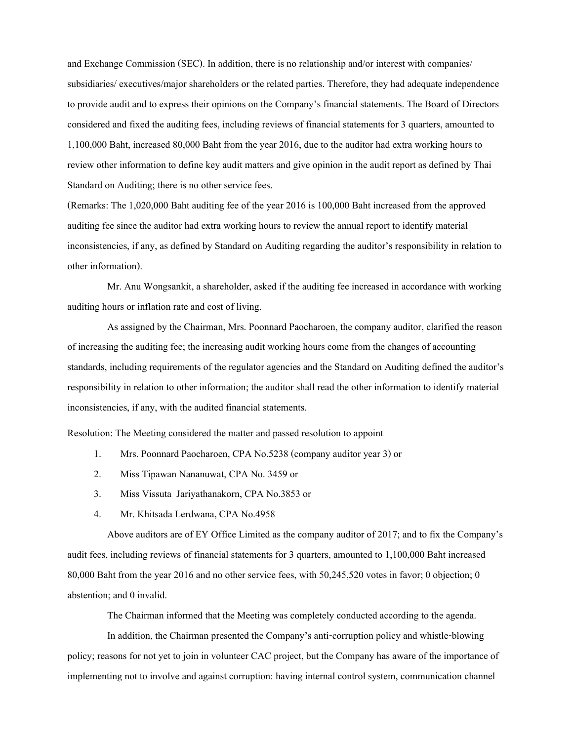and Exchange Commission (SEC). In addition, there is no relationship and/or interest with companies/ subsidiaries/ executives/major shareholders or the related parties. Therefore, they had adequate independence to provide audit and to express their opinions on the Company's financial statements. The Board of Directors considered and fixed the auditing fees, including reviews of financial statements for 3 quarters, amounted to 1,100,000 Baht, increased 80,000 Baht from the year 2016, due to the auditor had extra working hours to review other information to define key audit matters and give opinion in the audit report as defined by Thai Standard on Auditing; there is no other service fees.

(Remarks: The 1,020,000 Baht auditing fee of the year 2016 is 100,000 Baht increased from the approved auditing fee since the auditor had extra working hours to review the annual report to identify material inconsistencies, if any, as defined by Standard on Auditing regarding the auditor's responsibility in relation to other information).

Mr. Anu Wongsankit, a shareholder, asked if the auditing fee increased in accordance with working auditing hours or inflation rate and cost of living.

As assigned by the Chairman, Mrs. Poonnard Paocharoen, the company auditor, clarified the reason of increasing the auditing fee; the increasing audit working hours come from the changes of accounting standards, including requirements of the regulator agencies and the Standard on Auditing defined the auditor's responsibility in relation to other information; the auditor shall read the other information to identify material inconsistencies, if any, with the audited financial statements.

Resolution: The Meeting considered the matter and passed resolution to appoint

1. Mrs. Poonnard Paocharoen, CPA No.5238 (company auditor year 3) or
2. Miss Tipawan Nananuwat, CPA No. 3459 or
3. Miss Vissuta Jariyathanakorn, CPA No.3853 or
4. Mr. Khitsada Lerdwana, CPA No.4958

Above auditors are of EY Office Limited as the company auditor of 2017; and to fix the Company's audit fees, including reviews of financial statements for 3 quarters, amounted to 1,100,000 Baht increased 80,000 Baht from the year 2016 and no other service fees, with 50,245,520 votes in favor; 0 objection; 0 abstention; and 0 invalid.

The Chairman informed that the Meeting was completely conducted according to the agenda.

In addition, the Chairman presented the Company's anti-corruption policy and whistle-blowing policy; reasons for not yet to join in volunteer CAC project, but the Company has aware of the importance of implementing not to involve and against corruption: having internal control system, communication channel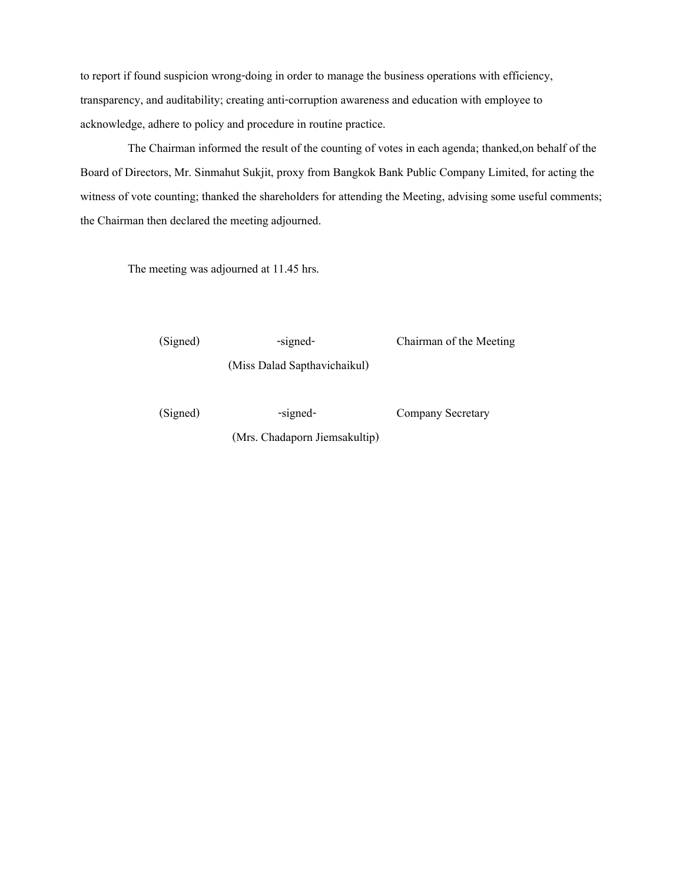to report if found suspicion wrong-doing in order to manage the business operations with efficiency, transparency, and auditability; creating anti-corruption awareness and education with employee to acknowledge, adhere to policy and procedure in routine practice.

The Chairman informed the result of the counting of votes in each agenda; thanked,on behalf of the Board of Directors, Mr. Sinmahut Sukjit, proxy from Bangkok Bank Public Company Limited, for acting the witness of vote counting; thanked the shareholders for attending the Meeting, advising some useful comments; the Chairman then declared the meeting adjourned.

The meeting was adjourned at 11.45 hrs.

(Signed) -signed- Chairman of the Meeting

(Miss Dalad Sapthavichaikul)

(Signed) -signed- Company Secretary

(Mrs. Chadaporn Jiemsakultip)